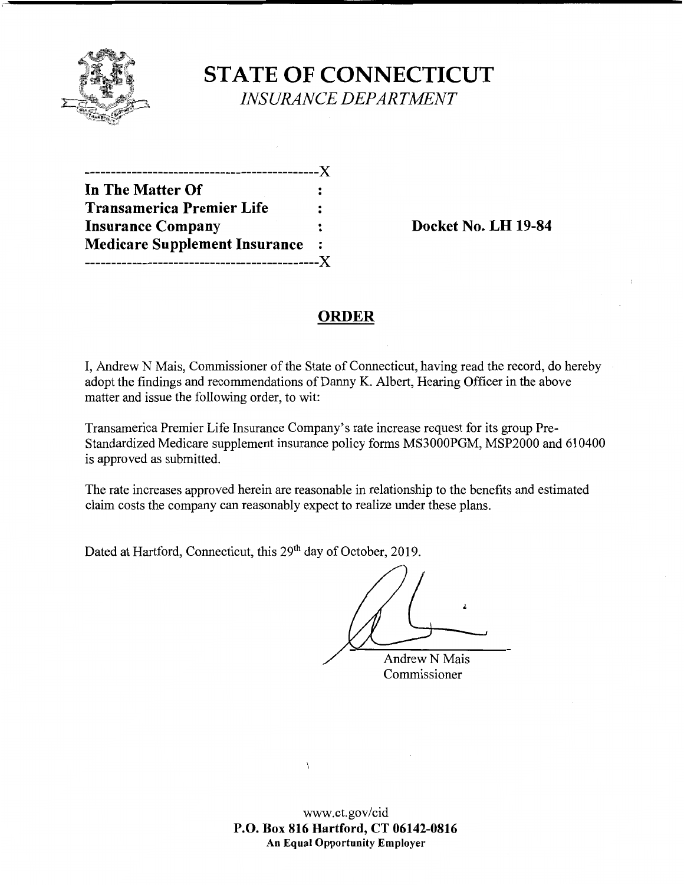# STATE OF CONNECTICUT

*INSURANCE DEPARTMENT*

```
---------------------------------------------X
In The Matter Of                             :
Transamerica Premier Life                    :
Insurance Company                            :
Medicare Supplement Insurance                :
---------------------------------------------X
```

**Docket No. LH 19-84**

## ORDER

I, Andrew N Mais, Commissioner of the State of Connecticut, having read the record, do hereby adopt the findings and recommendations of Danny K. Albert, Hearing Officer in the above matter and issue the following order, to wit:

Transamerica Premier Life Insurance Company's rate increase request for its group Pre-Standardized Medicare supplement insurance policy forms MS3000PGM, MSP2000 and 610400 is approved as submitted.

The rate increases approved herein are reasonable in relationship to the benefits and estimated claim costs the company can reasonably expect to realize under these plans.

Dated at Hartford, Connecticut, this 29th day of October, 2019.

Andrew N Mais
Commissioner

www.ct.gov/cid
**P.O. Box 816 Hartford, CT 06142-0816**
**An Equal Opportunity Employer**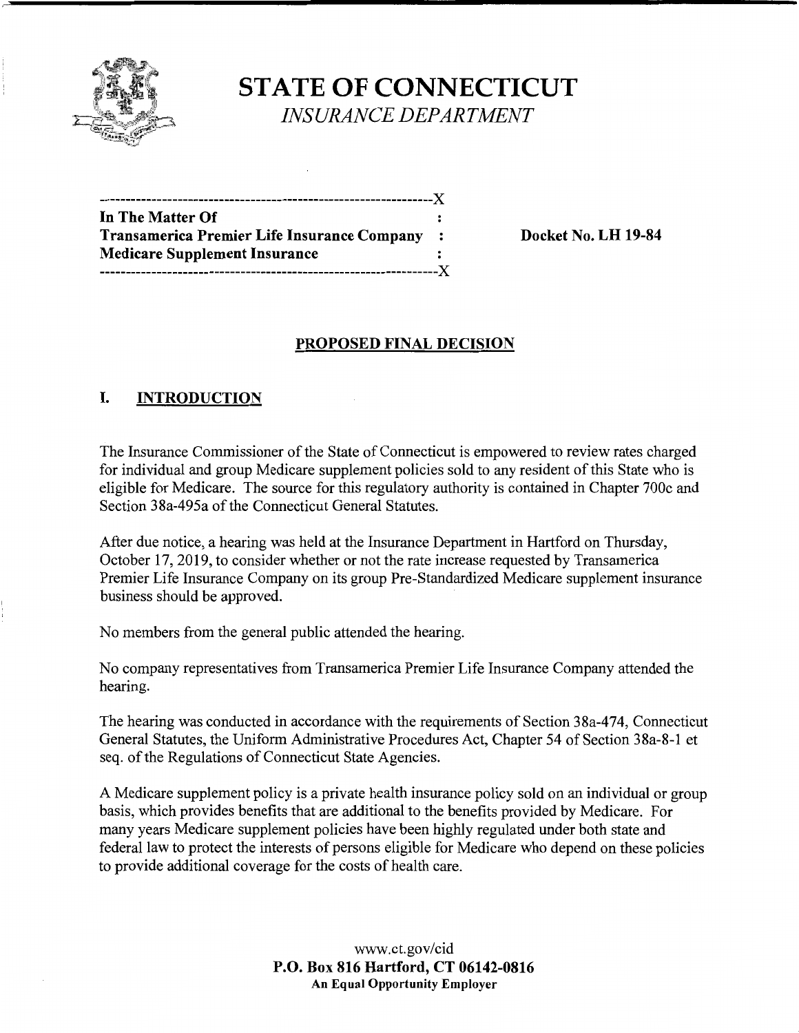**STATE OF CONNECTICUT**
*INSURANCE DEPARTMENT*

| | | |
|---|---|---|
| **In The Matter Of** | : | |
| **Transamerica Premier Life Insurance Company** | : | **Docket No. LH 19-84** |
| **Medicare Supplement Insurance** | : | |

## PROPOSED FINAL DECISION

## I. INTRODUCTION

The Insurance Commissioner of the State of Connecticut is empowered to review rates charged for individual and group Medicare supplement policies sold to any resident of this State who is eligible for Medicare. The source for this regulatory authority is contained in Chapter 700c and Section 38a-495a of the Connecticut General Statutes.

After due notice, a hearing was held at the Insurance Department in Hartford on Thursday, October 17, 2019, to consider whether or not the rate increase requested by Transamerica Premier Life Insurance Company on its group Pre-Standardized Medicare supplement insurance business should be approved.

No members from the general public attended the hearing.

No company representatives from Transamerica Premier Life Insurance Company attended the hearing.

The hearing was conducted in accordance with the requirements of Section 38a-474, Connecticut General Statutes, the Uniform Administrative Procedures Act, Chapter 54 of Section 38a-8-1 et seq. of the Regulations of Connecticut State Agencies.

A Medicare supplement policy is a private health insurance policy sold on an individual or group basis, which provides benefits that are additional to the benefits provided by Medicare. For many years Medicare supplement policies have been highly regulated under both state and federal law to protect the interests of persons eligible for Medicare who depend on these policies to provide additional coverage for the costs of health care.

www.ct.gov/cid
**P.O. Box 816 Hartford, CT 06142-0816**
**An Equal Opportunity Employer**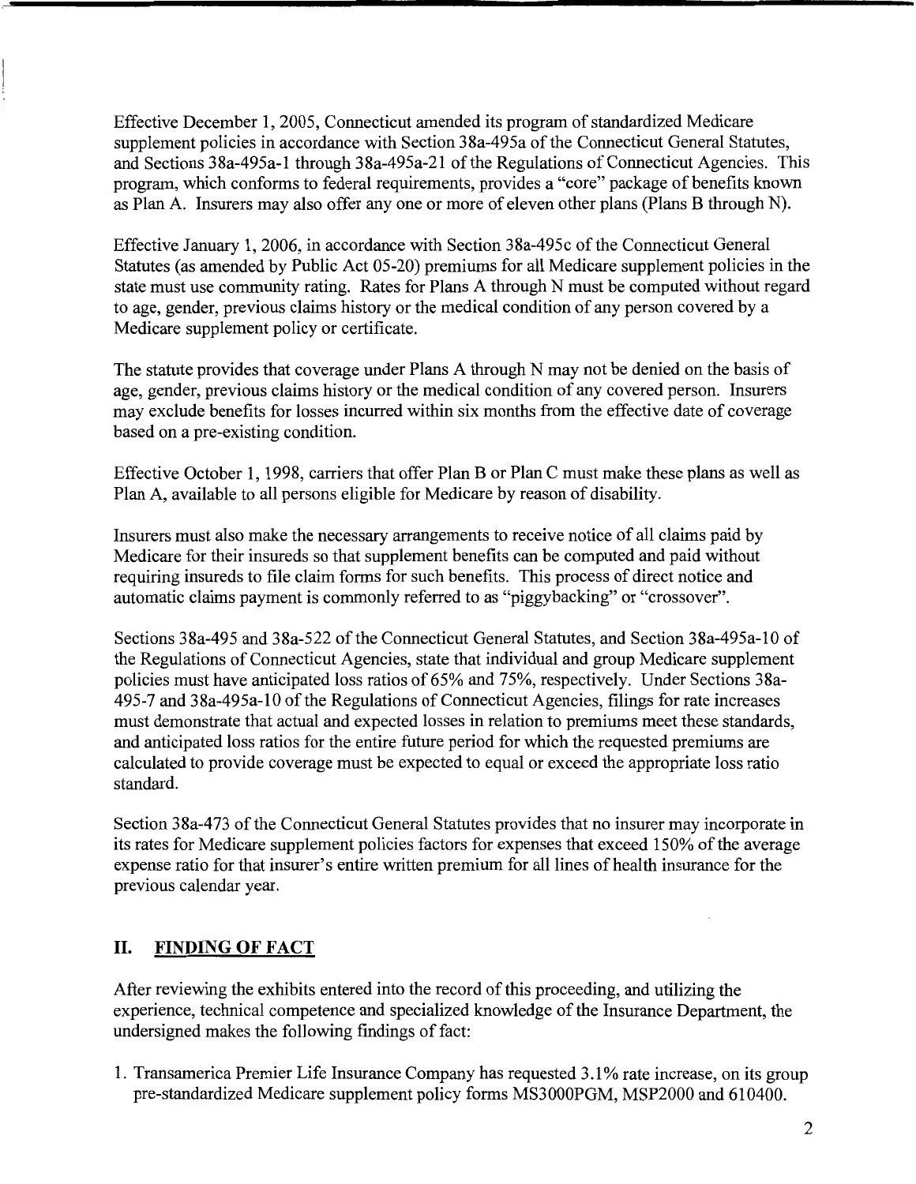Effective December 1, 2005, Connecticut amended its program of standardized Medicare supplement policies in accordance with Section 38a-495a of the Connecticut General Statutes, and Sections 38a-495a-1 through 38a-495a-21 of the Regulations of Connecticut Agencies. This program, which conforms to federal requirements, provides a "core" package of benefits known as Plan A. Insurers may also offer any one or more of eleven other plans (Plans B through N).

Effective January 1, 2006, in accordance with Section 38a-495c of the Connecticut General Statutes (as amended by Public Act 05-20) premiums for all Medicare supplement policies in the state must use community rating. Rates for Plans A through N must be computed without regard to age, gender, previous claims history or the medical condition of any person covered by a Medicare supplement policy or certificate.

The statute provides that coverage under Plans A through N may not be denied on the basis of age, gender, previous claims history or the medical condition of any covered person. Insurers may exclude benefits for losses incurred within six months from the effective date of coverage based on a pre-existing condition.

Effective October 1, 1998, carriers that offer Plan B or Plan C must make these plans as well as Plan A, available to all persons eligible for Medicare by reason of disability.

Insurers must also make the necessary arrangements to receive notice of all claims paid by Medicare for their insureds so that supplement benefits can be computed and paid without requiring insureds to file claim forms for such benefits. This process of direct notice and automatic claims payment is commonly referred to as "piggybacking" or "crossover".

Sections 38a-495 and 38a-522 of the Connecticut General Statutes, and Section 38a-495a-10 of the Regulations of Connecticut Agencies, state that individual and group Medicare supplement policies must have anticipated loss ratios of 65% and 75%, respectively. Under Sections 38a-495-7 and 38a-495a-10 of the Regulations of Connecticut Agencies, filings for rate increases must demonstrate that actual and expected losses in relation to premiums meet these standards, and anticipated loss ratios for the entire future period for which the requested premiums are calculated to provide coverage must be expected to equal or exceed the appropriate loss ratio standard.

Section 38a-473 of the Connecticut General Statutes provides that no insurer may incorporate in its rates for Medicare supplement policies factors for expenses that exceed 150% of the average expense ratio for that insurer's entire written premium for all lines of health insurance for the previous calendar year.

## II. FINDING OF FACT

After reviewing the exhibits entered into the record of this proceeding, and utilizing the experience, technical competence and specialized knowledge of the Insurance Department, the undersigned makes the following findings of fact:

1. Transamerica Premier Life Insurance Company has requested 3.1% rate increase, on its group pre-standardized Medicare supplement policy forms MS3000PGM, MSP2000 and 610400.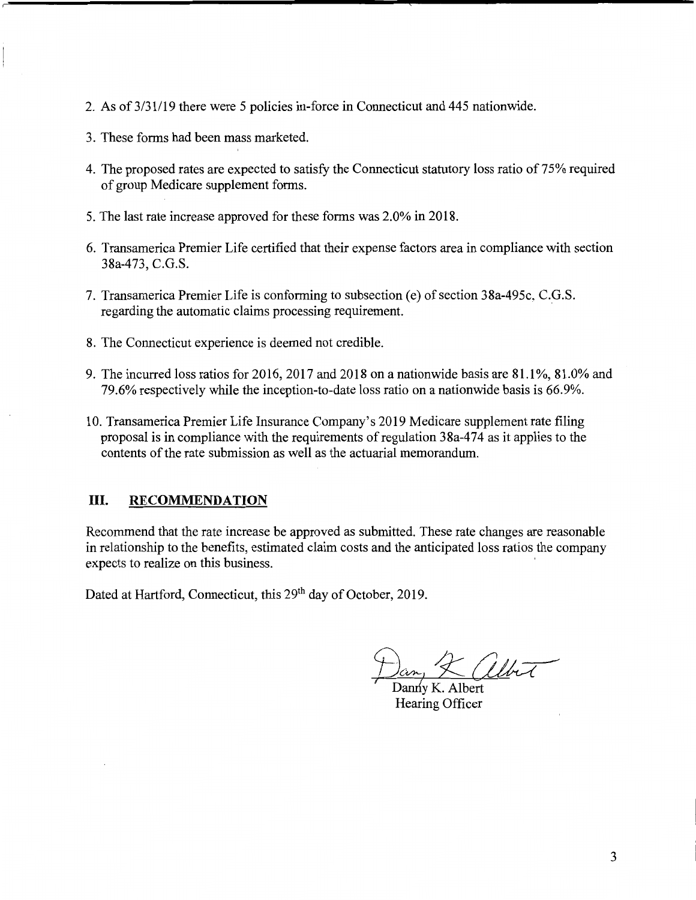2. As of 3/31/19 there were 5 policies in-force in Connecticut and 445 nationwide.

3. These forms had been mass marketed.

4. The proposed rates are expected to satisfy the Connecticut statutory loss ratio of 75% required of group Medicare supplement forms.

5. The last rate increase approved for these forms was 2.0% in 2018.

6. Transamerica Premier Life certified that their expense factors area in compliance with section 38a-473, C.G.S.

7. Transamerica Premier Life is conforming to subsection (e) of section 38a-495c, C.G.S. regarding the automatic claims processing requirement.

8. The Connecticut experience is deemed not credible.

9. The incurred loss ratios for 2016, 2017 and 2018 on a nationwide basis are 81.1%, 81.0% and 79.6% respectively while the inception-to-date loss ratio on a nationwide basis is 66.9%.

10. Transamerica Premier Life Insurance Company's 2019 Medicare supplement rate filing proposal is in compliance with the requirements of regulation 38a-474 as it applies to the contents of the rate submission as well as the actuarial memorandum.

## III. RECOMMENDATION

Recommend that the rate increase be approved as submitted. These rate changes are reasonable in relationship to the benefits, estimated claim costs and the anticipated loss ratios the company expects to realize on this business.

Dated at Hartford, Connecticut, this 29th day of October, 2019.

Danny K. Albert
Hearing Officer